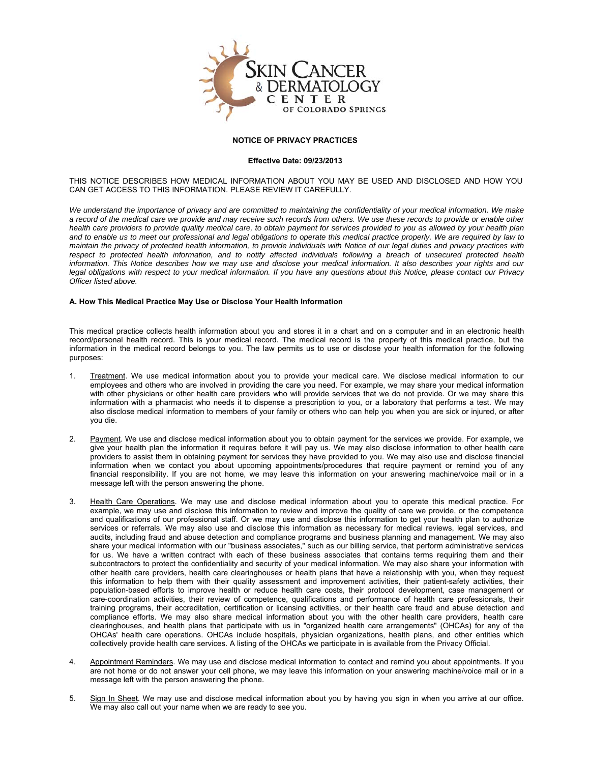SKIN CANCER & DERMATOLOGY CENTER OF COLORADO SPRINGS

**NOTICE OF PRIVACY PRACTICES**

**Effective Date: 09/23/2013**

THIS NOTICE DESCRIBES HOW MEDICAL INFORMATION ABOUT YOU MAY BE USED AND DISCLOSED AND HOW YOU CAN GET ACCESS TO THIS INFORMATION. PLEASE REVIEW IT CAREFULLY.

*We understand the importance of privacy and are committed to maintaining the confidentiality of your medical information. We make a record of the medical care we provide and may receive such records from others. We use these records to provide or enable other health care providers to provide quality medical care, to obtain payment for services provided to you as allowed by your health plan and to enable us to meet our professional and legal obligations to operate this medical practice properly. We are required by law to maintain the privacy of protected health information, to provide individuals with Notice of our legal duties and privacy practices with respect to protected health information, and to notify affected individuals following a breach of unsecured protected health information. This Notice describes how we may use and disclose your medical information. It also describes your rights and our legal obligations with respect to your medical information. If you have any questions about this Notice, please contact our Privacy Officer listed above.*

**A. How This Medical Practice May Use or Disclose Your Health Information**

This medical practice collects health information about you and stores it in a chart and on a computer and in an electronic health record/personal health record. This is your medical record. The medical record is the property of this medical practice, but the information in the medical record belongs to you. The law permits us to use or disclose your health information for the following purposes:

1. Treatment. We use medical information about you to provide your medical care. We disclose medical information to our employees and others who are involved in providing the care you need. For example, we may share your medical information with other physicians or other health care providers who will provide services that we do not provide. Or we may share this information with a pharmacist who needs it to dispense a prescription to you, or a laboratory that performs a test. We may also disclose medical information to members of your family or others who can help you when you are sick or injured, or after you die.

2. Payment. We use and disclose medical information about you to obtain payment for the services we provide. For example, we give your health plan the information it requires before it will pay us. We may also disclose information to other health care providers to assist them in obtaining payment for services they have provided to you. We may also use and disclose financial information when we contact you about upcoming appointments/procedures that require payment or remind you of any financial responsibility. If you are not home, we may leave this information on your answering machine/voice mail or in a message left with the person answering the phone.

3. Health Care Operations. We may use and disclose medical information about you to operate this medical practice. For example, we may use and disclose this information to review and improve the quality of care we provide, or the competence and qualifications of our professional staff. Or we may use and disclose this information to get your health plan to authorize services or referrals. We may also use and disclose this information as necessary for medical reviews, legal services, and audits, including fraud and abuse detection and compliance programs and business planning and management. We may also share your medical information with our "business associates," such as our billing service, that perform administrative services for us. We have a written contract with each of these business associates that contains terms requiring them and their subcontractors to protect the confidentiality and security of your medical information. We may also share your information with other health care providers, health care clearinghouses or health plans that have a relationship with you, when they request this information to help them with their quality assessment and improvement activities, their patient-safety activities, their population-based efforts to improve health or reduce health care costs, their protocol development, case management or care-coordination activities, their review of competence, qualifications and performance of health care professionals, their training programs, their accreditation, certification or licensing activities, or their health care fraud and abuse detection and compliance efforts. We may also share medical information about you with the other health care providers, health care clearinghouses, and health plans that participate with us in "organized health care arrangements" (OHCAs) for any of the OHCAs' health care operations. OHCAs include hospitals, physician organizations, health plans, and other entities which collectively provide health care services. A listing of the OHCAs we participate in is available from the Privacy Official.

4. Appointment Reminders. We may use and disclose medical information to contact and remind you about appointments. If you are not home or do not answer your cell phone, we may leave this information on your answering machine/voice mail or in a message left with the person answering the phone.

5. Sign In Sheet. We may use and disclose medical information about you by having you sign in when you arrive at our office. We may also call out your name when we are ready to see you.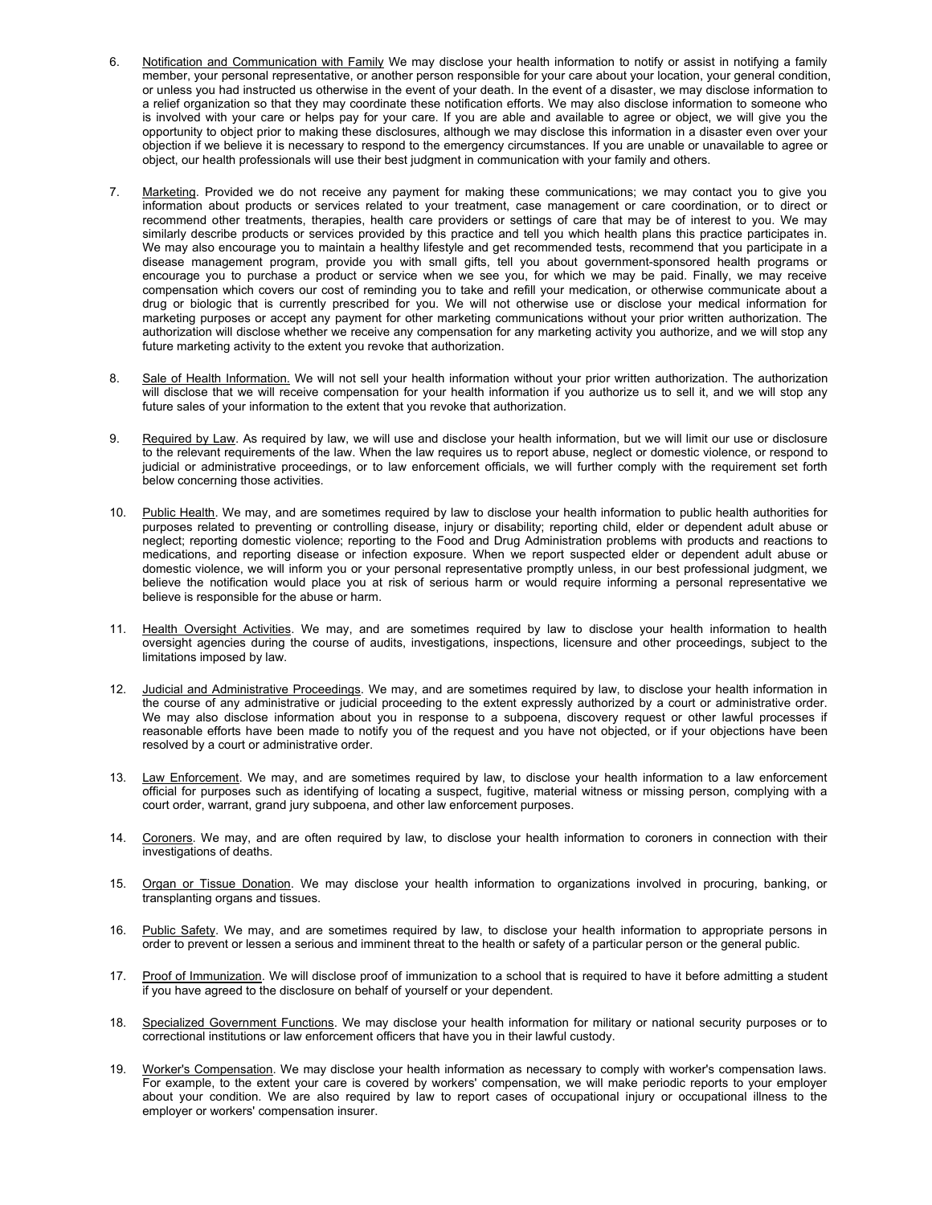6. Notification and Communication with Family We may disclose your health information to notify or assist in notifying a family member, your personal representative, or another person responsible for your care about your location, your general condition, or unless you had instructed us otherwise in the event of your death. In the event of a disaster, we may disclose information to a relief organization so that they may coordinate these notification efforts. We may also disclose information to someone who is involved with your care or helps pay for your care. If you are able and available to agree or object, we will give you the opportunity to object prior to making these disclosures, although we may disclose this information in a disaster even over your objection if we believe it is necessary to respond to the emergency circumstances. If you are unable or unavailable to agree or object, our health professionals will use their best judgment in communication with your family and others.

7. Marketing. Provided we do not receive any payment for making these communications; we may contact you to give you information about products or services related to your treatment, case management or care coordination, or to direct or recommend other treatments, therapies, health care providers or settings of care that may be of interest to you. We may similarly describe products or services provided by this practice and tell you which health plans this practice participates in. We may also encourage you to maintain a healthy lifestyle and get recommended tests, recommend that you participate in a disease management program, provide you with small gifts, tell you about government-sponsored health programs or encourage you to purchase a product or service when we see you, for which we may be paid. Finally, we may receive compensation which covers our cost of reminding you to take and refill your medication, or otherwise communicate about a drug or biologic that is currently prescribed for you. We will not otherwise use or disclose your medical information for marketing purposes or accept any payment for other marketing communications without your prior written authorization. The authorization will disclose whether we receive any compensation for any marketing activity you authorize, and we will stop any future marketing activity to the extent you revoke that authorization.

8. Sale of Health Information. We will not sell your health information without your prior written authorization. The authorization will disclose that we will receive compensation for your health information if you authorize us to sell it, and we will stop any future sales of your information to the extent that you revoke that authorization.

9. Required by Law. As required by law, we will use and disclose your health information, but we will limit our use or disclosure to the relevant requirements of the law. When the law requires us to report abuse, neglect or domestic violence, or respond to judicial or administrative proceedings, or to law enforcement officials, we will further comply with the requirement set forth below concerning those activities.

10. Public Health. We may, and are sometimes required by law to disclose your health information to public health authorities for purposes related to preventing or controlling disease, injury or disability; reporting child, elder or dependent adult abuse or neglect; reporting domestic violence; reporting to the Food and Drug Administration problems with products and reactions to medications, and reporting disease or infection exposure. When we report suspected elder or dependent adult abuse or domestic violence, we will inform you or your personal representative promptly unless, in our best professional judgment, we believe the notification would place you at risk of serious harm or would require informing a personal representative we believe is responsible for the abuse or harm.

11. Health Oversight Activities. We may, and are sometimes required by law to disclose your health information to health oversight agencies during the course of audits, investigations, inspections, licensure and other proceedings, subject to the limitations imposed by law.

12. Judicial and Administrative Proceedings. We may, and are sometimes required by law, to disclose your health information in the course of any administrative or judicial proceeding to the extent expressly authorized by a court or administrative order. We may also disclose information about you in response to a subpoena, discovery request or other lawful processes if reasonable efforts have been made to notify you of the request and you have not objected, or if your objections have been resolved by a court or administrative order.

13. Law Enforcement. We may, and are sometimes required by law, to disclose your health information to a law enforcement official for purposes such as identifying of locating a suspect, fugitive, material witness or missing person, complying with a court order, warrant, grand jury subpoena, and other law enforcement purposes.

14. Coroners. We may, and are often required by law, to disclose your health information to coroners in connection with their investigations of deaths.

15. Organ or Tissue Donation. We may disclose your health information to organizations involved in procuring, banking, or transplanting organs and tissues.

16. Public Safety. We may, and are sometimes required by law, to disclose your health information to appropriate persons in order to prevent or lessen a serious and imminent threat to the health or safety of a particular person or the general public.

17. Proof of Immunization. We will disclose proof of immunization to a school that is required to have it before admitting a student if you have agreed to the disclosure on behalf of yourself or your dependent.

18. Specialized Government Functions. We may disclose your health information for military or national security purposes or to correctional institutions or law enforcement officers that have you in their lawful custody.

19. Worker's Compensation. We may disclose your health information as necessary to comply with worker's compensation laws. For example, to the extent your care is covered by workers' compensation, we will make periodic reports to your employer about your condition. We are also required by law to report cases of occupational injury or occupational illness to the employer or workers' compensation insurer.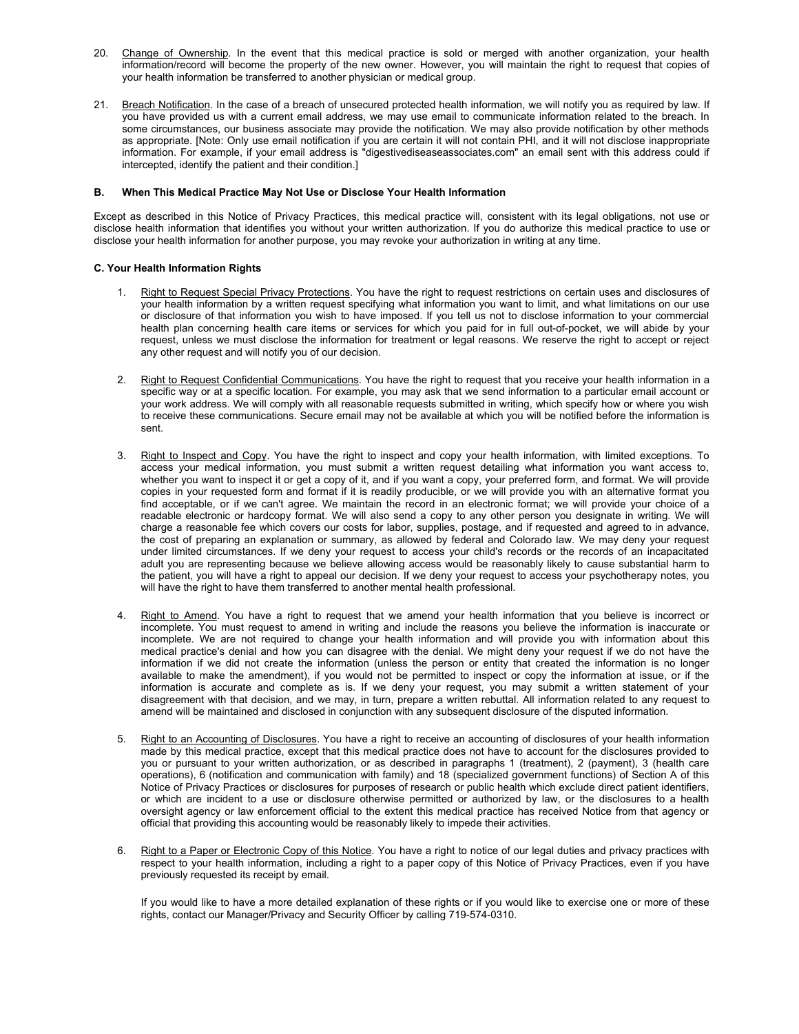20. Change of Ownership. In the event that this medical practice is sold or merged with another organization, your health information/record will become the property of the new owner. However, you will maintain the right to request that copies of your health information be transferred to another physician or medical group.

21. Breach Notification. In the case of a breach of unsecured protected health information, we will notify you as required by law. If you have provided us with a current email address, we may use email to communicate information related to the breach. In some circumstances, our business associate may provide the notification. We may also provide notification by other methods as appropriate. [Note: Only use email notification if you are certain it will not contain PHI, and it will not disclose inappropriate information. For example, if your email address is "digestivediseaseassociates.com" an email sent with this address could if intercepted, identify the patient and their condition.]

**B. When This Medical Practice May Not Use or Disclose Your Health Information**

Except as described in this Notice of Privacy Practices, this medical practice will, consistent with its legal obligations, not use or disclose health information that identifies you without your written authorization. If you do authorize this medical practice to use or disclose your health information for another purpose, you may revoke your authorization in writing at any time.

**C. Your Health Information Rights**

1. Right to Request Special Privacy Protections. You have the right to request restrictions on certain uses and disclosures of your health information by a written request specifying what information you want to limit, and what limitations on our use or disclosure of that information you wish to have imposed. If you tell us not to disclose information to your commercial health plan concerning health care items or services for which you paid for in full out-of-pocket, we will abide by your request, unless we must disclose the information for treatment or legal reasons. We reserve the right to accept or reject any other request and will notify you of our decision.

2. Right to Request Confidential Communications. You have the right to request that you receive your health information in a specific way or at a specific location. For example, you may ask that we send information to a particular email account or your work address. We will comply with all reasonable requests submitted in writing, which specify how or where you wish to receive these communications. Secure email may not be available at which you will be notified before the information is sent.

3. Right to Inspect and Copy. You have the right to inspect and copy your health information, with limited exceptions. To access your medical information, you must submit a written request detailing what information you want access to, whether you want to inspect it or get a copy of it, and if you want a copy, your preferred form, and format. We will provide copies in your requested form and format if it is readily producible, or we will provide you with an alternative format you find acceptable, or if we can't agree. We maintain the record in an electronic format; we will provide your choice of a readable electronic or hardcopy format. We will also send a copy to any other person you designate in writing. We will charge a reasonable fee which covers our costs for labor, supplies, postage, and if requested and agreed to in advance, the cost of preparing an explanation or summary, as allowed by federal and Colorado law. We may deny your request under limited circumstances. If we deny your request to access your child's records or the records of an incapacitated adult you are representing because we believe allowing access would be reasonably likely to cause substantial harm to the patient, you will have a right to appeal our decision. If we deny your request to access your psychotherapy notes, you will have the right to have them transferred to another mental health professional.

4. Right to Amend. You have a right to request that we amend your health information that you believe is incorrect or incomplete. You must request to amend in writing and include the reasons you believe the information is inaccurate or incomplete. We are not required to change your health information and will provide you with information about this medical practice's denial and how you can disagree with the denial. We might deny your request if we do not have the information if we did not create the information (unless the person or entity that created the information is no longer available to make the amendment), if you would not be permitted to inspect or copy the information at issue, or if the information is accurate and complete as is. If we deny your request, you may submit a written statement of your disagreement with that decision, and we may, in turn, prepare a written rebuttal. All information related to any request to amend will be maintained and disclosed in conjunction with any subsequent disclosure of the disputed information.

5. Right to an Accounting of Disclosures. You have a right to receive an accounting of disclosures of your health information made by this medical practice, except that this medical practice does not have to account for the disclosures provided to you or pursuant to your written authorization, or as described in paragraphs 1 (treatment), 2 (payment), 3 (health care operations), 6 (notification and communication with family) and 18 (specialized government functions) of Section A of this Notice of Privacy Practices or disclosures for purposes of research or public health which exclude direct patient identifiers, or which are incident to a use or disclosure otherwise permitted or authorized by law, or the disclosures to a health oversight agency or law enforcement official to the extent this medical practice has received Notice from that agency or official that providing this accounting would be reasonably likely to impede their activities.

6. Right to a Paper or Electronic Copy of this Notice. You have a right to notice of our legal duties and privacy practices with respect to your health information, including a right to a paper copy of this Notice of Privacy Practices, even if you have previously requested its receipt by email.

   If you would like to have a more detailed explanation of these rights or if you would like to exercise one or more of these rights, contact our Manager/Privacy and Security Officer by calling 719-574-0310.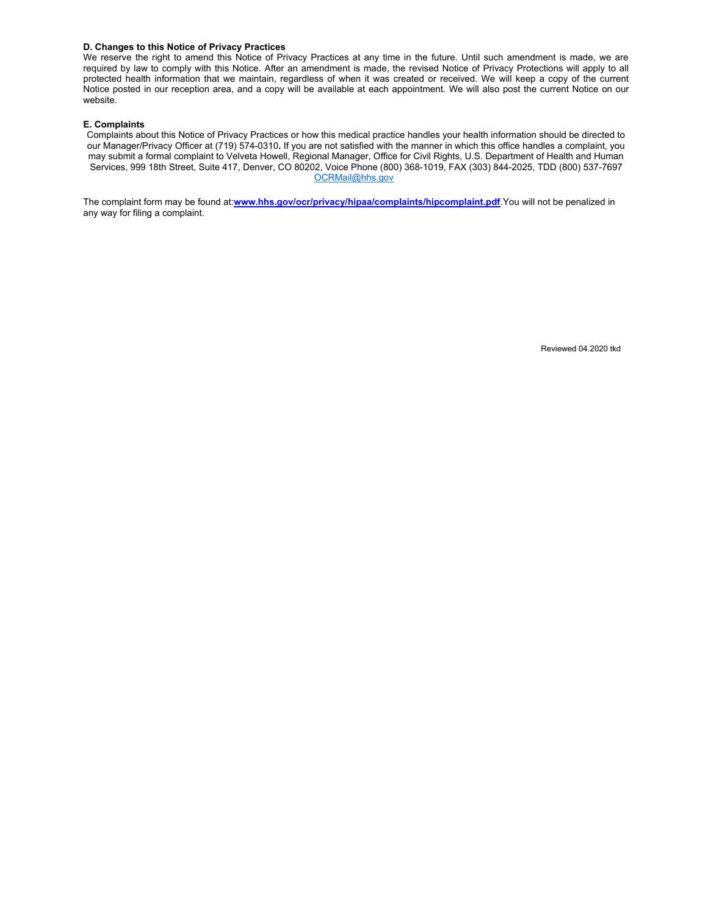**D. Changes to this Notice of Privacy Practices**

We reserve the right to amend this Notice of Privacy Practices at any time in the future. Until such amendment is made, we are required by law to comply with this Notice. After an amendment is made, the revised Notice of Privacy Protections will apply to all protected health information that we maintain, regardless of when it was created or received. We will keep a copy of the current Notice posted in our reception area, and a copy will be available at each appointment. We will also post the current Notice on our website.

**E. Complaints**

Complaints about this Notice of Privacy Practices or how this medical practice handles your health information should be directed to our Manager/Privacy Officer at (719) 574-0310**.** If you are not satisfied with the manner in which this office handles a complaint, you may submit a formal complaint to Velveta Howell, Regional Manager, Office for Civil Rights, U.S. Department of Health and Human Services, 999 18th Street, Suite 417, Denver, CO 80202, Voice Phone (800) 368-1019, FAX (303) 844-2025, TDD (800) 537-7697 OCRMail@hhs.gov

The complaint form may be found at:**www.hhs.gov/ocr/privacy/hipaa/complaints/hipcomplaint.pdf**.You will not be penalized in any way for filing a complaint.

Reviewed 04.2020 tkd